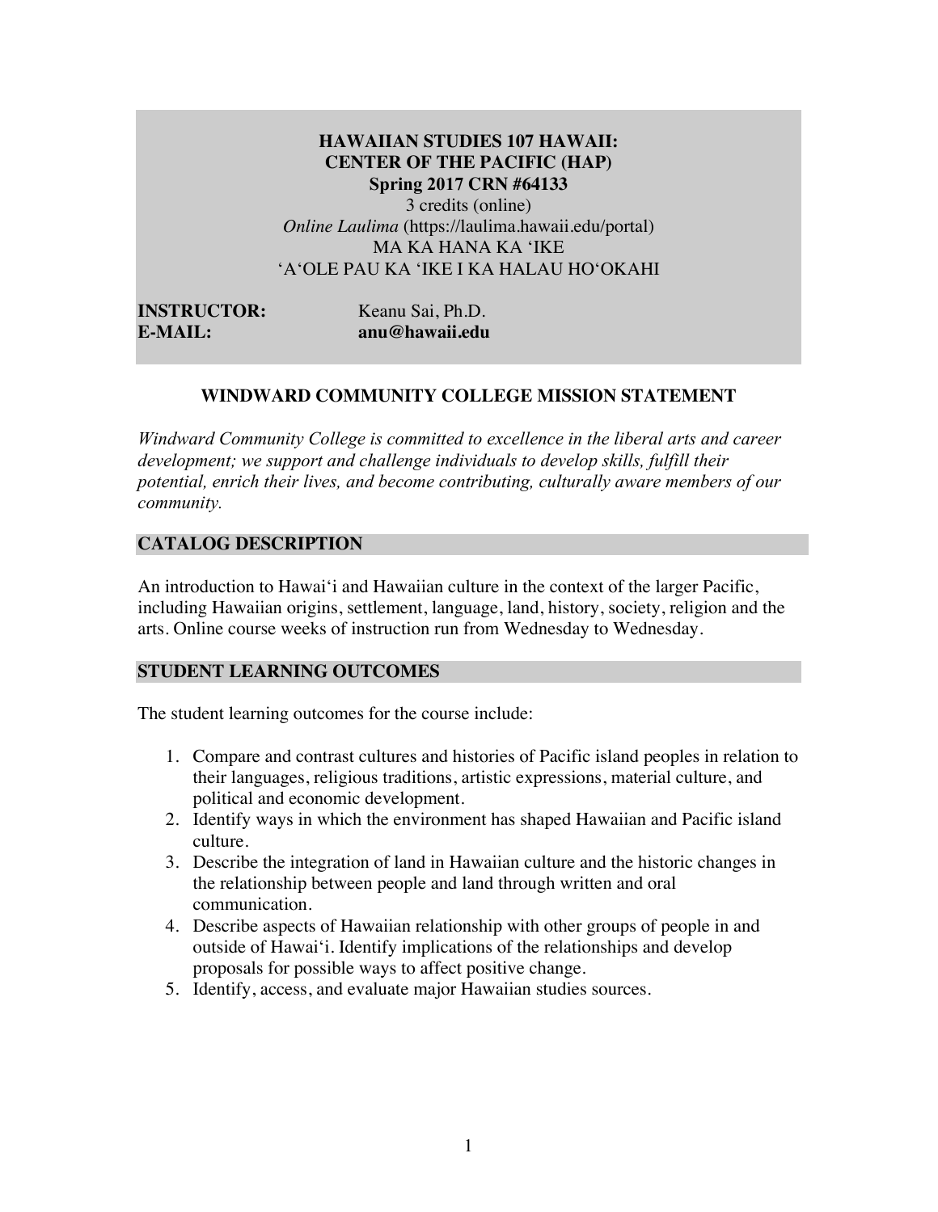# HAWAIIAN STUDIES 107 HAWAII: CENTER OF THE PACIFIC (HAP)

**Spring 2017 CRN #64133**

3 credits (online)

*Online Laulima* (https://laulima.hawaii.edu/portal)

MA KA HANA KA ʻIKE

ʻAʻOLE PAU KA ʻIKE I KA HALAU HOʻOKAHI

**INSTRUCTOR:** Keanu Sai, Ph.D.

**E-MAIL:** **anu@hawaii.edu**

## WINDWARD COMMUNITY COLLEGE MISSION STATEMENT

*Windward Community College is committed to excellence in the liberal arts and career development; we support and challenge individuals to develop skills, fulfill their potential, enrich their lives, and become contributing, culturally aware members of our community.*

## CATALOG DESCRIPTION

An introduction to Hawaiʻi and Hawaiian culture in the context of the larger Pacific, including Hawaiian origins, settlement, language, land, history, society, religion and the arts. Online course weeks of instruction run from Wednesday to Wednesday.

## STUDENT LEARNING OUTCOMES

The student learning outcomes for the course include:

1. Compare and contrast cultures and histories of Pacific island peoples in relation to their languages, religious traditions, artistic expressions, material culture, and political and economic development.
2. Identify ways in which the environment has shaped Hawaiian and Pacific island culture.
3. Describe the integration of land in Hawaiian culture and the historic changes in the relationship between people and land through written and oral communication.
4. Describe aspects of Hawaiian relationship with other groups of people in and outside of Hawaiʻi. Identify implications of the relationships and develop proposals for possible ways to affect positive change.
5. Identify, access, and evaluate major Hawaiian studies sources.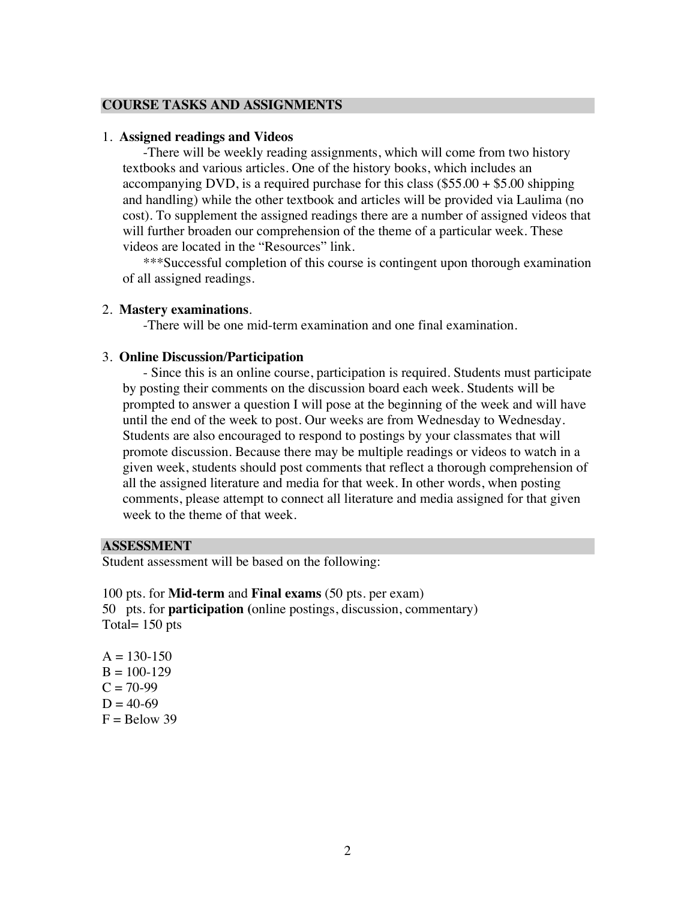## COURSE TASKS AND ASSIGNMENTS

1. **Assigned readings and Videos**

   -There will be weekly reading assignments, which will come from two history textbooks and various articles. One of the history books, which includes an accompanying DVD, is a required purchase for this class ($55.00 + $5.00 shipping and handling) while the other textbook and articles will be provided via Laulima (no cost). To supplement the assigned readings there are a number of assigned videos that will further broaden our comprehension of the theme of a particular week. These videos are located in the "Resources" link.

   ***Successful completion of this course is contingent upon thorough examination of all assigned readings.

2. **Mastery examinations**.

   -There will be one mid-term examination and one final examination.

3. **Online Discussion/Participation**

   - Since this is an online course, participation is required. Students must participate by posting their comments on the discussion board each week. Students will be prompted to answer a question I will pose at the beginning of the week and will have until the end of the week to post. Our weeks are from Wednesday to Wednesday. Students are also encouraged to respond to postings by your classmates that will promote discussion. Because there may be multiple readings or videos to watch in a given week, students should post comments that reflect a thorough comprehension of all the assigned literature and media for that week. In other words, when posting comments, please attempt to connect all literature and media assigned for that given week to the theme of that week.

## ASSESSMENT

Student assessment will be based on the following:

100 pts. for **Mid-term** and **Final exams** (50 pts. per exam)
50 pts. for **participation (**online postings, discussion, commentary)
Total= 150 pts

A = 130-150
B = 100-129
C = 70-99
D = 40-69
F = Below 39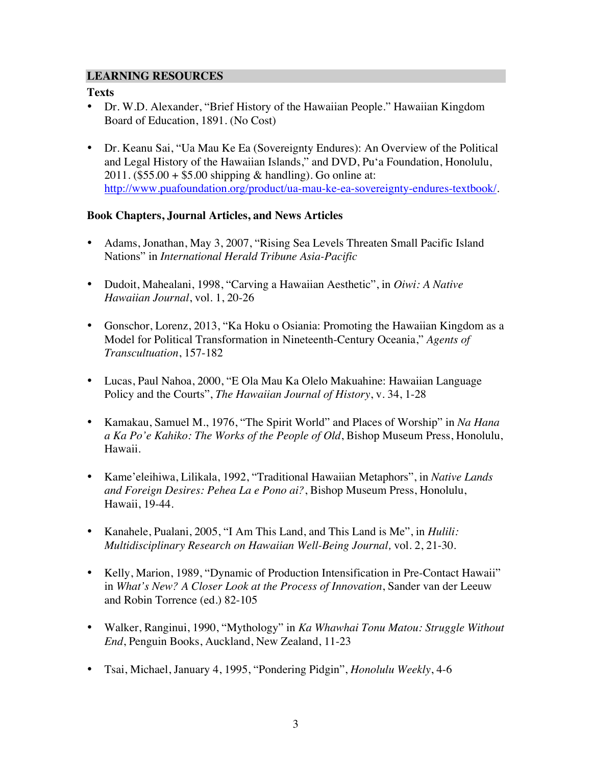## LEARNING RESOURCES

**Texts**

- Dr. W.D. Alexander, "Brief History of the Hawaiian People." Hawaiian Kingdom Board of Education, 1891. (No Cost)

- Dr. Keanu Sai, "Ua Mau Ke Ea (Sovereignty Endures): An Overview of the Political and Legal History of the Hawaiian Islands," and DVD, Pu'a Foundation, Honolulu, 2011. ($55.00 + $5.00 shipping & handling). Go online at: http://www.puafoundation.org/product/ua-mau-ke-ea-sovereignty-endures-textbook/.

**Book Chapters, Journal Articles, and News Articles**

- Adams, Jonathan, May 3, 2007, "Rising Sea Levels Threaten Small Pacific Island Nations" in *International Herald Tribune Asia-Pacific*

- Dudoit, Mahealani, 1998, "Carving a Hawaiian Aesthetic", in *Oiwi: A Native Hawaiian Journal*, vol. 1, 20-26

- Gonschor, Lorenz, 2013, "Ka Hoku o Osiania: Promoting the Hawaiian Kingdom as a Model for Political Transformation in Nineteenth-Century Oceania," *Agents of Transcultuation*, 157-182

- Lucas, Paul Nahoa, 2000, "E Ola Mau Ka Olelo Makuahine: Hawaiian Language Policy and the Courts", *The Hawaiian Journal of History*, v. 34, 1-28

- Kamakau, Samuel M., 1976, "The Spirit World" and Places of Worship" in *Na Hana a Ka Po'e Kahiko: The Works of the People of Old*, Bishop Museum Press, Honolulu, Hawaii.

- Kame'eleihiwa, Lilikala, 1992, "Traditional Hawaiian Metaphors", in *Native Lands and Foreign Desires: Pehea La e Pono ai?*, Bishop Museum Press, Honolulu, Hawaii, 19-44.

- Kanahele, Pualani, 2005, "I Am This Land, and This Land is Me", in *Hulili: Multidisciplinary Research on Hawaiian Well-Being Journal,* vol. 2, 21-30.

- Kelly, Marion, 1989, "Dynamic of Production Intensification in Pre-Contact Hawaii" in *What's New? A Closer Look at the Process of Innovation*, Sander van der Leeuw and Robin Torrence (ed.) 82-105

- Walker, Ranginui, 1990, "Mythology" in *Ka Whawhai Tonu Matou: Struggle Without End*, Penguin Books, Auckland, New Zealand, 11-23

- Tsai, Michael, January 4, 1995, "Pondering Pidgin", *Honolulu Weekly*, 4-6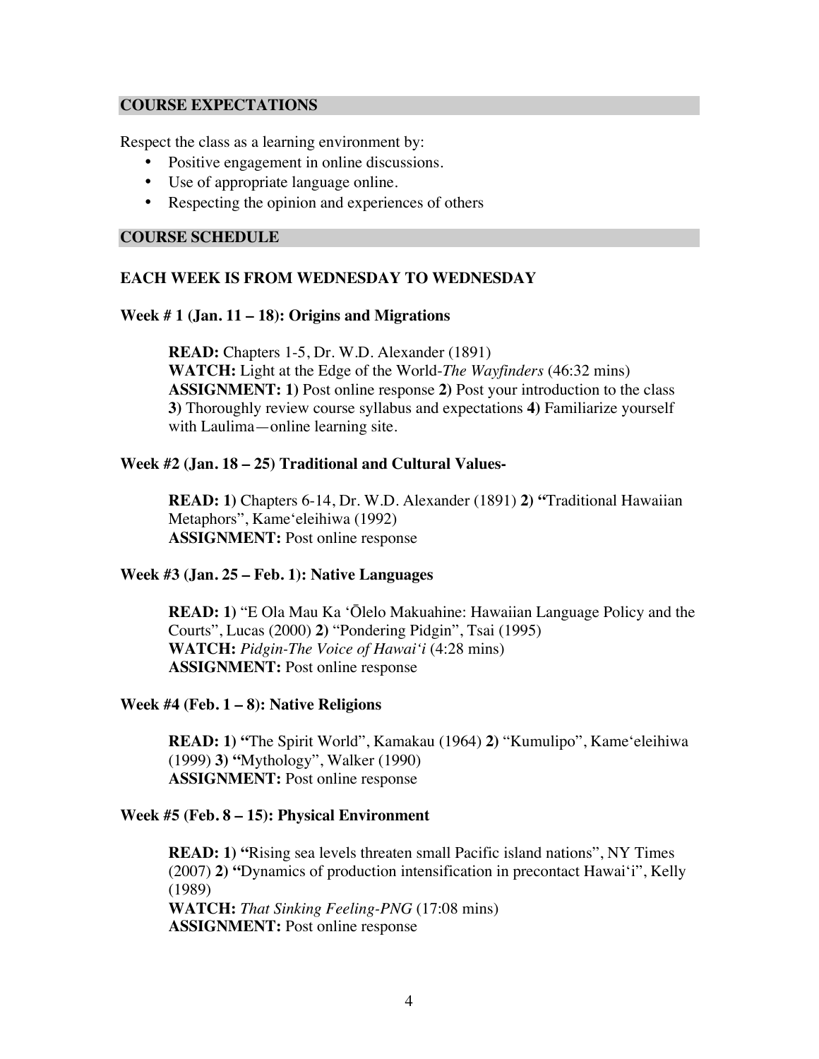## COURSE EXPECTATIONS

Respect the class as a learning environment by:

- Positive engagement in online discussions.
- Use of appropriate language online.
- Respecting the opinion and experiences of others

## COURSE SCHEDULE

### EACH WEEK IS FROM WEDNESDAY TO WEDNESDAY

### Week # 1 (Jan. 11 – 18): Origins and Migrations

**READ:** Chapters 1-5, Dr. W.D. Alexander (1891)
**WATCH:** Light at the Edge of the World-*The Wayfinders* (46:32 mins)
**ASSIGNMENT: 1)** Post online response **2)** Post your introduction to the class **3)** Thoroughly review course syllabus and expectations **4)** Familiarize yourself with Laulima—online learning site.

### Week #2 (Jan. 18 – 25) Traditional and Cultural Values-

**READ: 1)** Chapters 6-14, Dr. W.D. Alexander (1891) **2) "**Traditional Hawaiian Metaphors", Kameʻeleihiwa (1992)
**ASSIGNMENT:** Post online response

### Week #3 (Jan. 25 – Feb. 1): Native Languages

**READ: 1)** "E Ola Mau Ka ʻŌlelo Makuahine: Hawaiian Language Policy and the Courts", Lucas (2000) **2)** "Pondering Pidgin", Tsai (1995)
**WATCH:** *Pidgin-The Voice of Hawaiʻi* (4:28 mins)
**ASSIGNMENT:** Post online response

### Week #4 (Feb. 1 – 8): Native Religions

**READ: 1) "**The Spirit World", Kamakau (1964) **2)** "Kumulipo", Kameʻeleihiwa (1999) **3) "**Mythology", Walker (1990)
**ASSIGNMENT:** Post online response

### Week #5 (Feb. 8 – 15): Physical Environment

**READ: 1) "**Rising sea levels threaten small Pacific island nations", NY Times (2007) **2) "**Dynamics of production intensification in precontact Hawaiʻi", Kelly (1989)
**WATCH:** *That Sinking Feeling-PNG* (17:08 mins)
**ASSIGNMENT:** Post online response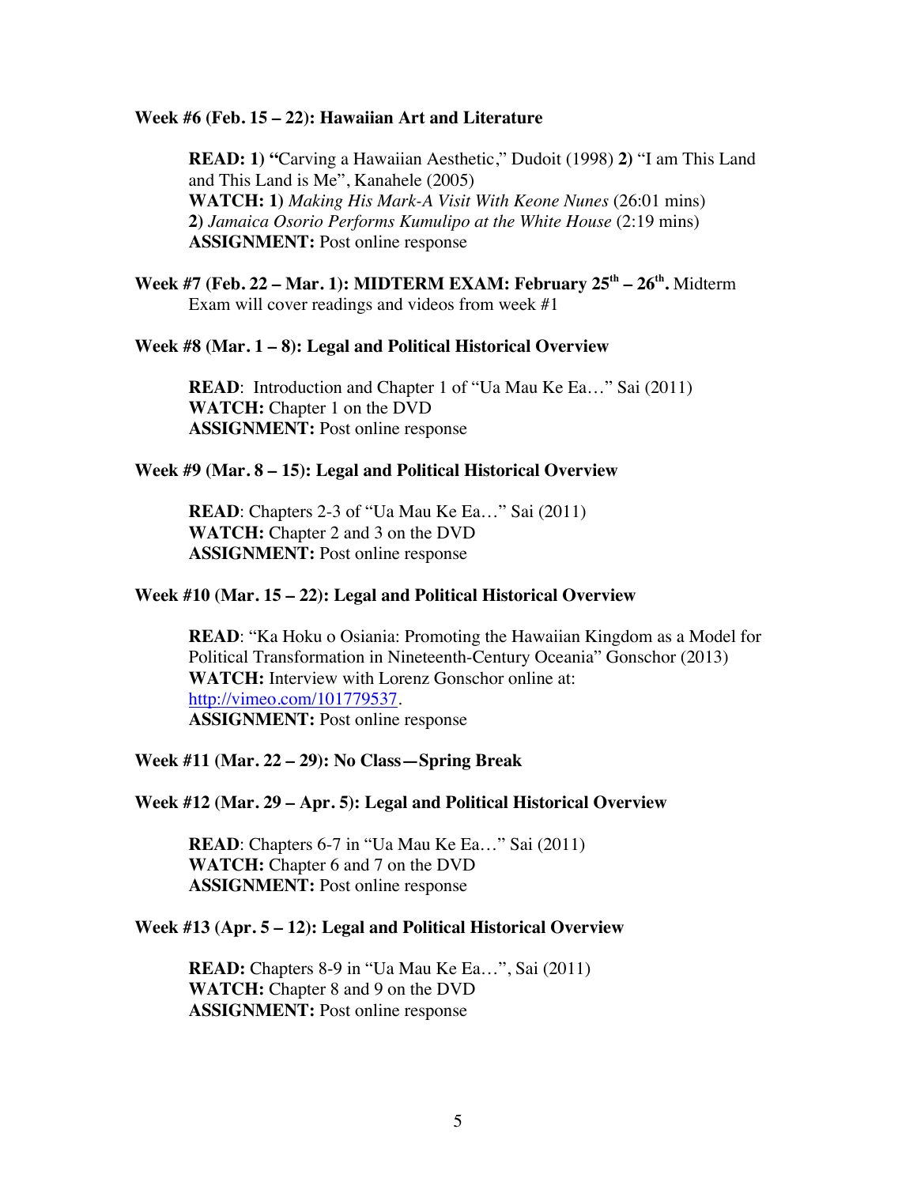**Week #6 (Feb. 15 – 22): Hawaiian Art and Literature**

**READ: 1) "**Carving a Hawaiian Aesthetic," Dudoit (1998) **2)** "I am This Land and This Land is Me", Kanahele (2005)
**WATCH: 1)** *Making His Mark-A Visit With Keone Nunes* (26:01 mins)
**2)** *Jamaica Osorio Performs Kumulipo at the White House* (2:19 mins)
**ASSIGNMENT:** Post online response

**Week #7 (Feb. 22 – Mar. 1): MIDTERM EXAM: February 25th – 26th.** Midterm Exam will cover readings and videos from week #1

**Week #8 (Mar. 1 – 8): Legal and Political Historical Overview**

**READ**: Introduction and Chapter 1 of "Ua Mau Ke Ea…" Sai (2011)
**WATCH:** Chapter 1 on the DVD
**ASSIGNMENT:** Post online response

**Week #9 (Mar. 8 – 15): Legal and Political Historical Overview**

**READ**: Chapters 2-3 of "Ua Mau Ke Ea…" Sai (2011)
**WATCH:** Chapter 2 and 3 on the DVD
**ASSIGNMENT:** Post online response

**Week #10 (Mar. 15 – 22): Legal and Political Historical Overview**

**READ**: "Ka Hoku o Osiania: Promoting the Hawaiian Kingdom as a Model for Political Transformation in Nineteenth-Century Oceania" Gonschor (2013)
**WATCH:** Interview with Lorenz Gonschor online at: [http://vimeo.com/101779537](http://vimeo.com/101779537).
**ASSIGNMENT:** Post online response

**Week #11 (Mar. 22 – 29): No Class—Spring Break**

**Week #12 (Mar. 29 – Apr. 5): Legal and Political Historical Overview**

**READ**: Chapters 6-7 in "Ua Mau Ke Ea…" Sai (2011)
**WATCH:** Chapter 6 and 7 on the DVD
**ASSIGNMENT:** Post online response

**Week #13 (Apr. 5 – 12): Legal and Political Historical Overview**

**READ:** Chapters 8-9 in "Ua Mau Ke Ea…", Sai (2011)
**WATCH:** Chapter 8 and 9 on the DVD
**ASSIGNMENT:** Post online response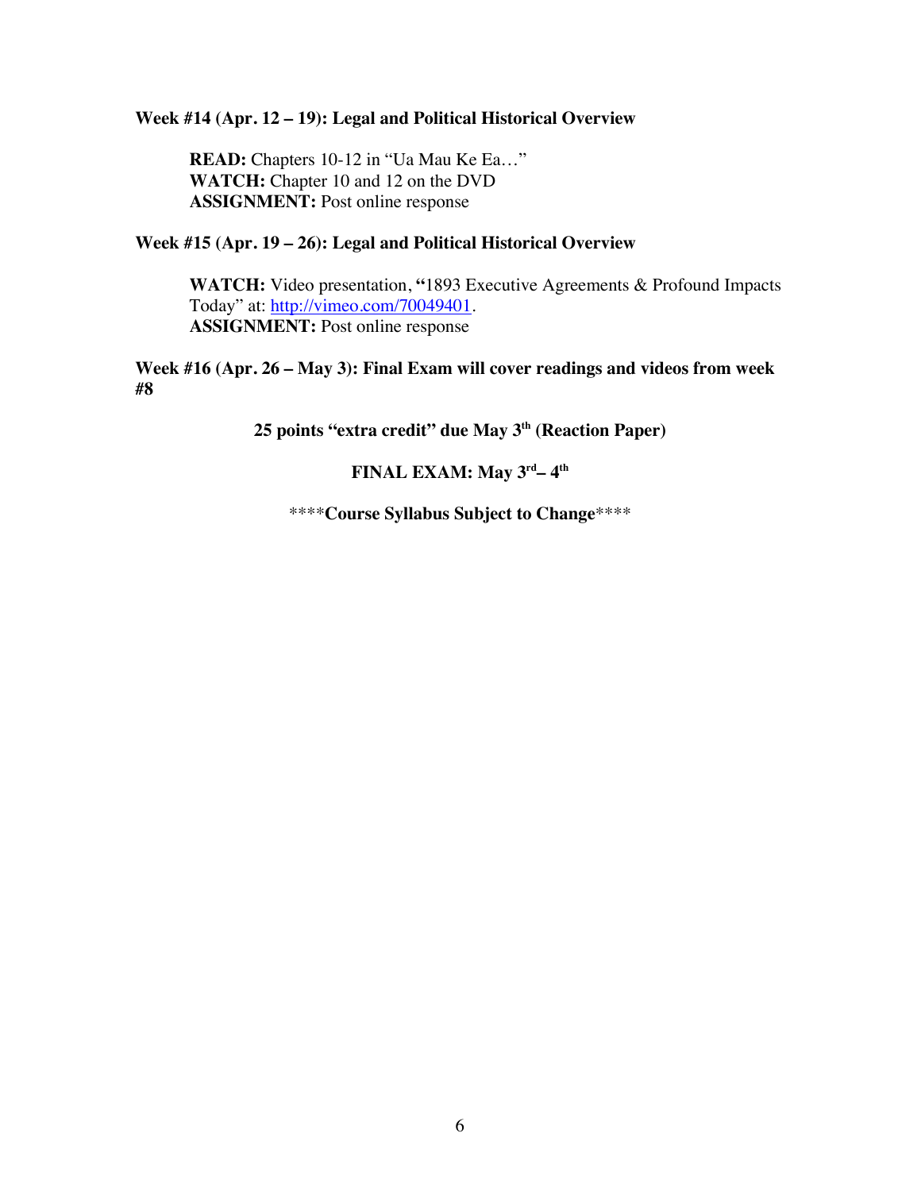**Week #14 (Apr. 12 – 19): Legal and Political Historical Overview**

> **READ:** Chapters 10-12 in "Ua Mau Ke Ea…"
> **WATCH:** Chapter 10 and 12 on the DVD
> **ASSIGNMENT:** Post online response

**Week #15 (Apr. 19 – 26): Legal and Political Historical Overview**

> **WATCH:** Video presentation, **"**1893 Executive Agreements & Profound Impacts Today" at: http://vimeo.com/70049401.
> **ASSIGNMENT:** Post online response

**Week #16 (Apr. 26 – May 3): Final Exam will cover readings and videos from week #8**

**25 points "extra credit" due May 3rd (Reaction Paper)**

**FINAL EXAM: May 3rd – 4th**

****Course Syllabus Subject to Change****